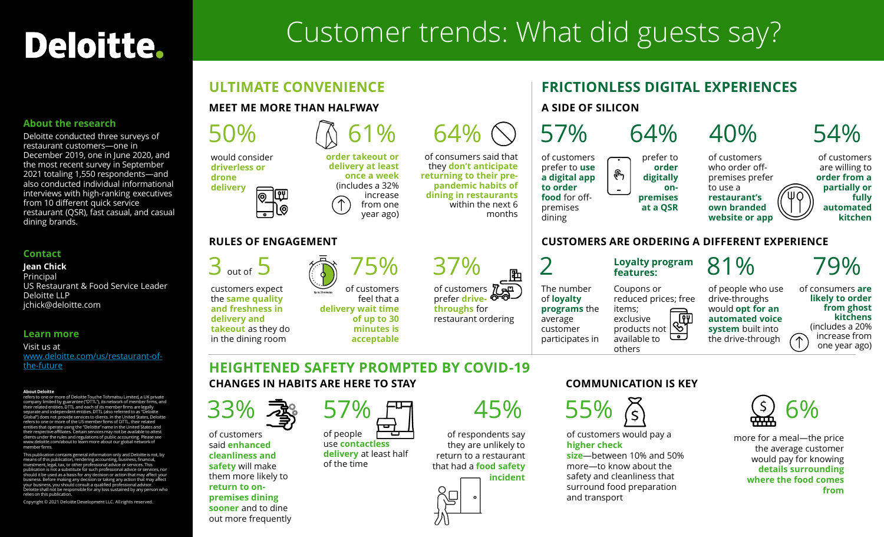# Deloitte.

### About the research

Deloitte conducted three surveys of restaurant customers—one in December 2019, one in June 2020, and the most recent survey in September 2021 totaling 1,550 respondents—and also conducted individual informational interviews with high-ranking executives from 10 different quick service restaurant (QSR), fast casual, and casual dining brands.

### Contact

**Jean Chick**
Principal
US Restaurant & Food Service Leader
Deloitte LLP
jchick@deloitte.com

### Learn more

Visit us at
www.deloitte.com/us/restaurant-of-the-future

**About Deloitte**
refers to one or more of Deloitte Touche Tohmatsu Limited, a UK private company limited by guarantee ("DTTL"), its network of member firms, and their related entities. DTTL and each of its member firms are legally separate and independent entities. DTTL (also referred to as "Deloitte Global") does not provide services to clients. In the United States, Deloitte refers to one or more of the US member firms of DTTL, their related entities that operate using the "Deloitte" name in the United States and their respective affiliates. Certain services may not be available to attest clients under the rules and regulations of public accounting. Please see www.deloitte.com/about to learn more about our global network of member firms.

This publication contains general information only and Deloitte is not, by means of this publication, rendering accounting, business, financial, investment, legal, tax, or other professional advice or services. This publication is not a substitute for such professional advice or services, nor should it be used as a basis for any decision or action that may affect your business. Before making any decision or taking any action that may affect your business, you should consult a qualified professional advisor. Deloitte shall not be responsible for any loss sustained by any person who relies on this publication.

Copyright © 2021 Deloitte Development LLC. All rights reserved.

# Customer trends: What did guests say?

## ULTIMATE CONVENIENCE

### MEET ME MORE THAN HALFWAY

**50%** would consider **driverless or drone delivery**

**61%** **order takeout or delivery at least once a week** (includes a 32% increase from one year ago)

**64%** of consumers said that they **don't anticipate returning to their pre-pandemic habits of dining in restaurants** within the next 6 months

### RULES OF ENGAGEMENT

**3 out of 5** customers expect the **same quality and freshness in delivery and takeout** as they do in the dining room

**75%** of customers feel that a **delivery wait time of up to 30 minutes is acceptable**

**37%** of customers prefer **drive-throughs** for restaurant ordering

## FRICTIONLESS DIGITAL EXPERIENCES

### A SIDE OF SILICON

**57%** of customers prefer to **use a digital app to order food** for off-premises dining

**64%** prefer to **order digitally on-premises at a QSR**

**40%** of customers who order off-premises prefer to use a **restaurant's own branded website or app**

**54%** of customers are willing to **order from a partially or fully automated kitchen**

### CUSTOMERS ARE ORDERING A DIFFERENT EXPERIENCE

**2** The number of **loyalty programs** the average customer participates in

**Loyalty program features:** Coupons or reduced prices; free items; exclusive products not available to others

**81%** of people who use drive-throughs would **opt for an automated voice system** built into the drive-through

**79%** of consumers **are likely to order from ghost kitchens** (includes a 20% increase from one year ago)

## HEIGHTENED SAFETY PROMPTED BY COVID-19

### CHANGES IN HABITS ARE HERE TO STAY

**33%** of customers said **enhanced cleanliness and safety** will make them more likely to **return to on-premises dining sooner** and to dine out more frequently

**57%** of people use **contactless delivery** at least half of the time

**45%** of respondents say they are unlikely to return to a restaurant that had a **food safety incident**

### COMMUNICATION IS KEY

**55%** of customers would pay a **higher check size**—between 10% and 50% more—to know about the safety and cleanliness that surround food preparation and transport

**6%** more for a meal—the price the average customer would pay for knowing **details surrounding where the food comes from**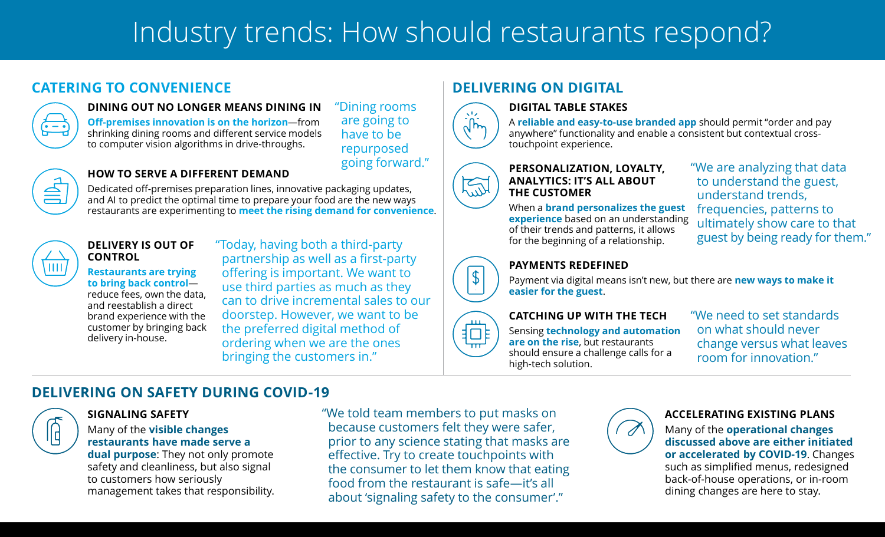# Industry trends: How should restaurants respond?

## CATERING TO CONVENIENCE

### DINING OUT NO LONGER MEANS DINING IN

**Off-premises innovation is on the horizon**—from shrinking dining rooms and different service models to computer vision algorithms in drive-throughs.

"Dining rooms are going to have to be repurposed going forward."

### HOW TO SERVE A DIFFERENT DEMAND

Dedicated off-premises preparation lines, innovative packaging updates, and AI to predict the optimal time to prepare your food are the new ways restaurants are experimenting to **meet the rising demand for convenience**.

### DELIVERY IS OUT OF CONTROL

**Restaurants are trying to bring back control**—reduce fees, own the data, and reestablish a direct brand experience with the customer by bringing back delivery in-house.

"Today, having both a third-party partnership as well as a first-party offering is important. We want to use third parties as much as they can to drive incremental sales to our doorstep. However, we want to be the preferred digital method of ordering when we are the ones bringing the customers in."

## DELIVERING ON DIGITAL

### DIGITAL TABLE STAKES

A **reliable and easy-to-use branded app** should permit "order and pay anywhere" functionality and enable a consistent but contextual cross-touchpoint experience.

### PERSONALIZATION, LOYALTY, ANALYTICS: IT'S ALL ABOUT THE CUSTOMER

When a **brand personalizes the guest experience** based on an understanding of their trends and patterns, it allows for the beginning of a relationship.

"We are analyzing that data to understand the guest, understand trends, frequencies, patterns to ultimately show care to that guest by being ready for them."

### PAYMENTS REDEFINED

Payment via digital means isn't new, but there are **new ways to make it easier for the guest**.

### CATCHING UP WITH THE TECH

Sensing **technology and automation are on the rise**, but restaurants should ensure a challenge calls for a high-tech solution.

"We need to set standards on what should never change versus what leaves room for innovation."

## DELIVERING ON SAFETY DURING COVID-19

### SIGNALING SAFETY

Many of the **visible changes restaurants have made serve a dual purpose**: They not only promote safety and cleanliness, but also signal to customers how seriously management takes that responsibility.

"We told team members to put masks on because customers felt they were safer, prior to any science stating that masks are effective. Try to create touchpoints with the consumer to let them know that eating food from the restaurant is safe—it's all about 'signaling safety to the consumer'."

### ACCELERATING EXISTING PLANS

Many of the **operational changes discussed above are either initiated or accelerated by COVID-19**. Changes such as simplified menus, redesigned back-of-house operations, or in-room dining changes are here to stay.